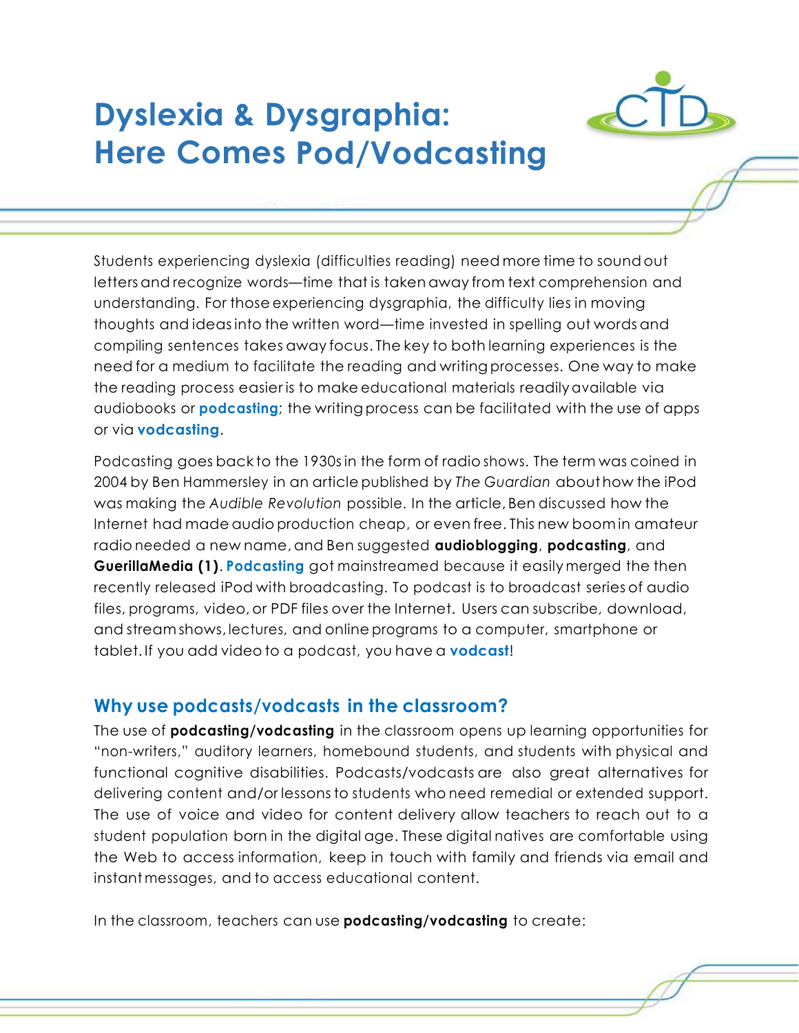# Dyslexia & Dysgraphia: Here Comes Pod/Vodcasting

Students experiencing dyslexia (difficulties reading) need more time to sound out letters and recognize words—time that is taken away from text comprehension and understanding. For those experiencing dysgraphia, the difficulty lies in moving thoughts and ideas into the written word—time invested in spelling out words and compiling sentences takes away focus. The key to both learning experiences is the need for a medium to facilitate the reading and writing processes. One way to make the reading process easier is to make educational materials readily available via audiobooks or **podcasting**; the writing process can be facilitated with the use of apps or via **vodcasting**.

Podcasting goes back to the 1930s in the form of radio shows. The term was coined in 2004 by Ben Hammersley in an article published by *The Guardian* about how the iPod was making the *Audible Revolution* possible. In the article, Ben discussed how the Internet had made audio production cheap, or even free. This new boom in amateur radio needed a new name, and Ben suggested **audioblogging**, **podcasting**, and **GuerillaMedia (1)**. **Podcasting** got mainstreamed because it easily merged the then recently released iPod with broadcasting. To podcast is to broadcast series of audio files, programs, video, or PDF files over the Internet. Users can subscribe, download, and stream shows, lectures, and online programs to a computer, smartphone or tablet. If you add video to a podcast, you have a **vodcast**!

## Why use podcasts/vodcasts in the classroom?

The use of **podcasting/vodcasting** in the classroom opens up learning opportunities for "non-writers," auditory learners, homebound students, and students with physical and functional cognitive disabilities. Podcasts/vodcasts are also great alternatives for delivering content and/or lessons to students who need remedial or extended support. The use of voice and video for content delivery allow teachers to reach out to a student population born in the digital age. These digital natives are comfortable using the Web to access information, keep in touch with family and friends via email and instant messages, and to access educational content.

In the classroom, teachers can use **podcasting/vodcasting** to create: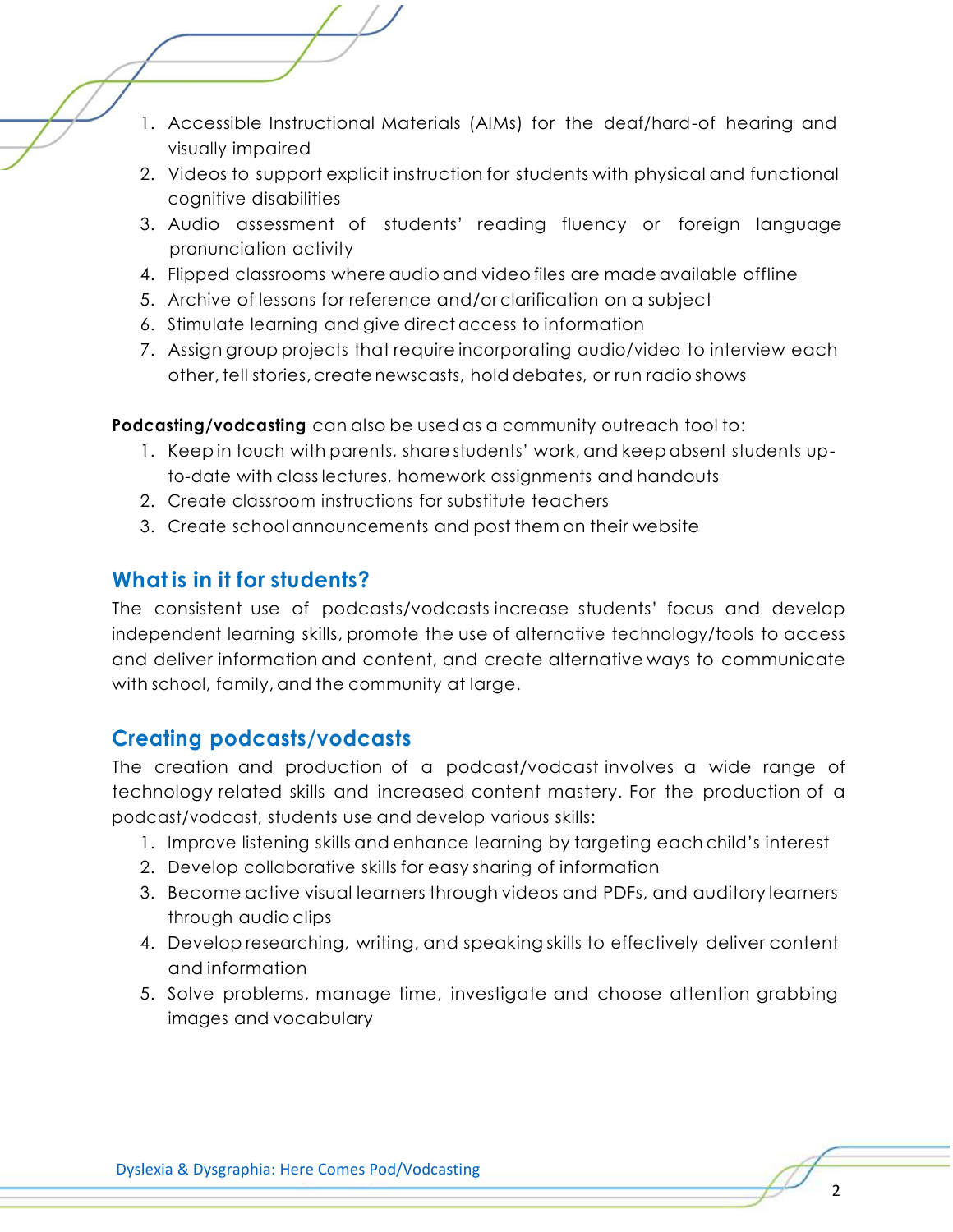1. Accessible Instructional Materials (AIMs) for the deaf/hard-of hearing and visually impaired
2. Videos to support explicit instruction for students with physical and functional cognitive disabilities
3. Audio assessment of students' reading fluency or foreign language pronunciation activity
4. Flipped classrooms where audio and video files are made available offline
5. Archive of lessons for reference and/or clarification on a subject
6. Stimulate learning and give direct access to information
7. Assign group projects that require incorporating audio/video to interview each other, tell stories, create newscasts, hold debates, or run radio shows

**Podcasting/vodcasting** can also be used as a community outreach tool to:

1. Keep in touch with parents, share students' work, and keep absent students up-to-date with class lectures, homework assignments and handouts
2. Create classroom instructions for substitute teachers
3. Create school announcements and post them on their website

## What is in it for students?

The consistent use of podcasts/vodcasts increase students' focus and develop independent learning skills, promote the use of alternative technology/tools to access and deliver information and content, and create alternative ways to communicate with school, family, and the community at large.

## Creating podcasts/vodcasts

The creation and production of a podcast/vodcast involves a wide range of technology related skills and increased content mastery. For the production of a podcast/vodcast, students use and develop various skills:

1. Improve listening skills and enhance learning by targeting each child's interest
2. Develop collaborative skills for easy sharing of information
3. Become active visual learners through videos and PDFs, and auditory learners through audio clips
4. Develop researching, writing, and speaking skills to effectively deliver content and information
5. Solve problems, manage time, investigate and choose attention grabbing images and vocabulary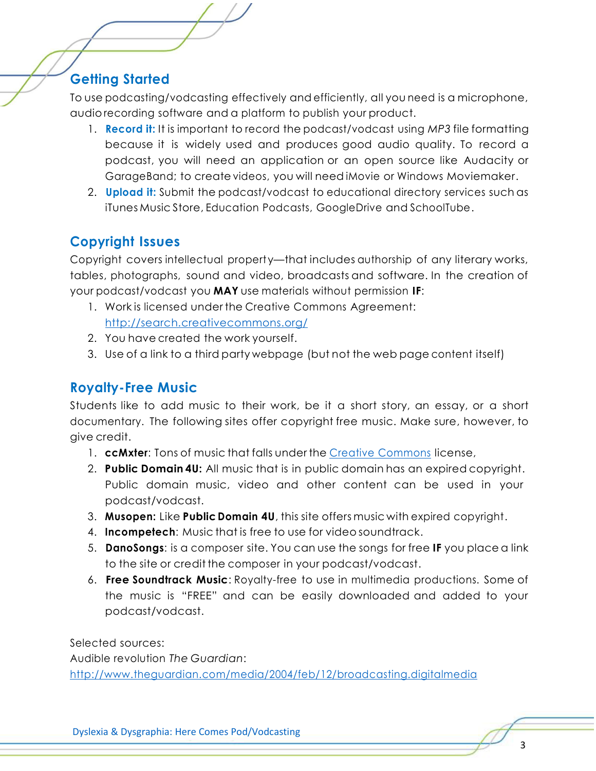## Getting Started

To use podcasting/vodcasting effectively and efficiently, all you need is a microphone, audio recording software and a platform to publish your product.

1. **Record it:** It is important to record the podcast/vodcast using *MP3* file formatting because it is widely used and produces good audio quality. To record a podcast, you will need an application or an open source like Audacity or GarageBand; to create videos, you will need iMovie or Windows Moviemaker.
2. **Upload it:** Submit the podcast/vodcast to educational directory services such as iTunes Music Store, Education Podcasts, GoogleDrive and SchoolTube.

## Copyright Issues

Copyright covers intellectual property—that includes authorship of any literary works, tables, photographs, sound and video, broadcasts and software. In the creation of your podcast/vodcast you **MAY** use materials without permission **IF**:

1. Work is licensed under the Creative Commons Agreement: http://search.creativecommons.org/
2. You have created the work yourself.
3. Use of a link to a third party webpage (but not the web page content itself)

## Royalty-Free Music

Students like to add music to their work, be it a short story, an essay, or a short documentary. The following sites offer copyright free music. Make sure, however, to give credit.

1. **ccMxter**: Tons of music that falls under the Creative Commons license,
2. **Public Domain 4U:** All music that is in public domain has an expired copyright. Public domain music, video and other content can be used in your podcast/vodcast.
3. **Musopen:** Like **Public Domain 4U**, this site offers music with expired copyright.
4. **Incompetech**: Music that is free to use for video soundtrack.
5. **DanoSongs**: is a composer site. You can use the songs for free **IF** you place a link to the site or credit the composer in your podcast/vodcast.
6. **Free Soundtrack Music**: Royalty-free to use in multimedia productions. Some of the music is "FREE" and can be easily downloaded and added to your podcast/vodcast.

Selected sources:
Audible revolution *The Guardian*:
http://www.theguardian.com/media/2004/feb/12/broadcasting.digitalmedia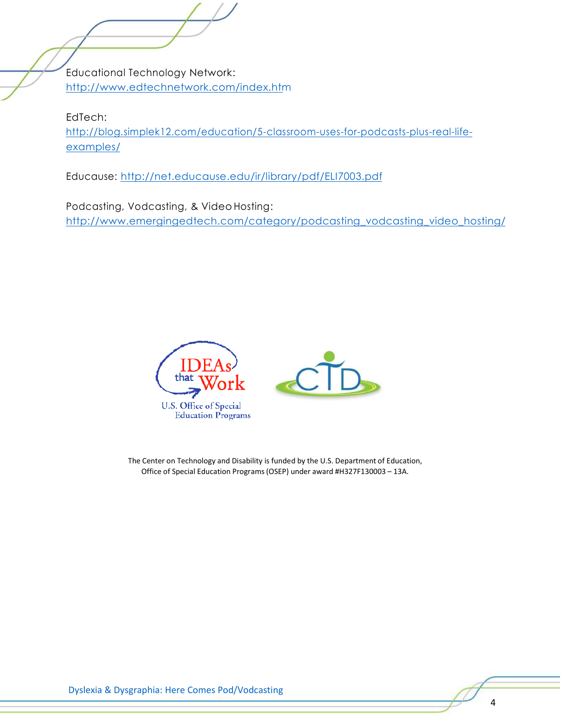Educational Technology Network:
http://www.edtechnetwork.com/index.htm

EdTech:
http://blog.simplek12.com/education/5-classroom-uses-for-podcasts-plus-real-life-examples/

Educause: http://net.educause.edu/ir/library/pdf/ELI7003.pdf

Podcasting, Vodcasting, & Video Hosting:
http://www.emergingedtech.com/category/podcasting_vodcasting_video_hosting/

IDEAs that Work
U.S. Office of Special Education Programs

CTD

The Center on Technology and Disability is funded by the U.S. Department of Education, Office of Special Education Programs (OSEP) under award #H327F130003 – 13A.